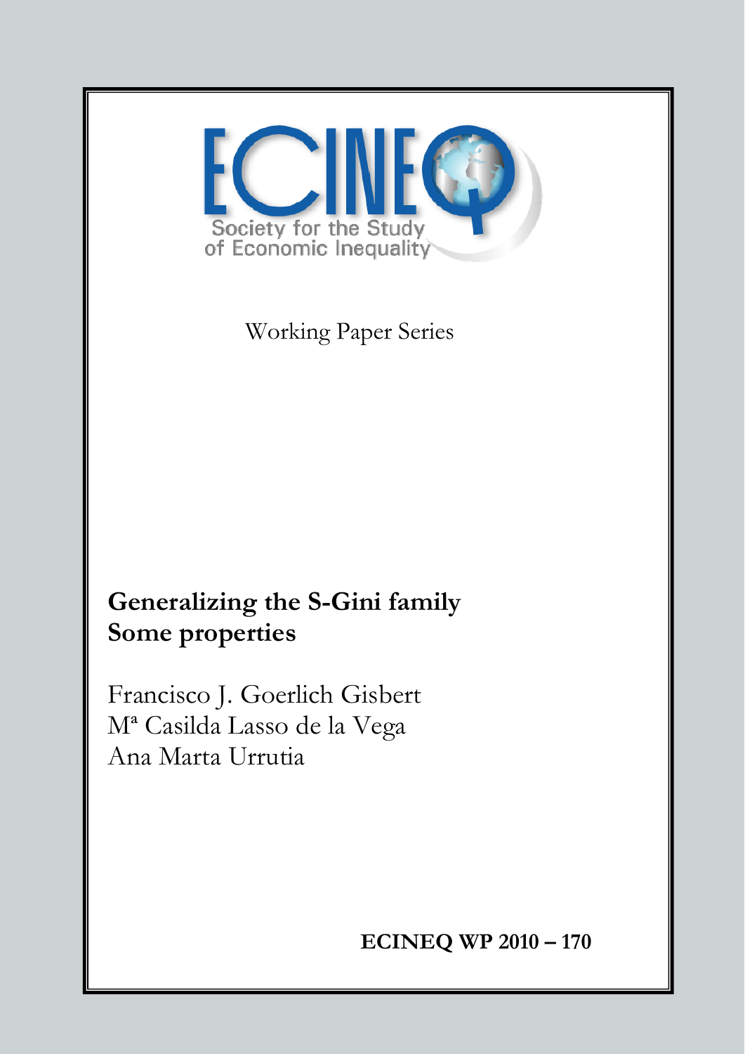Society for the Study of Economic Inequality

Working Paper Series

# Generalizing the S-Gini family
# Some properties

Francisco J. Goerlich Gisbert
Mª Casilda Lasso de la Vega
Ana Marta Urrutia

**ECINEQ WP 2010 – 170**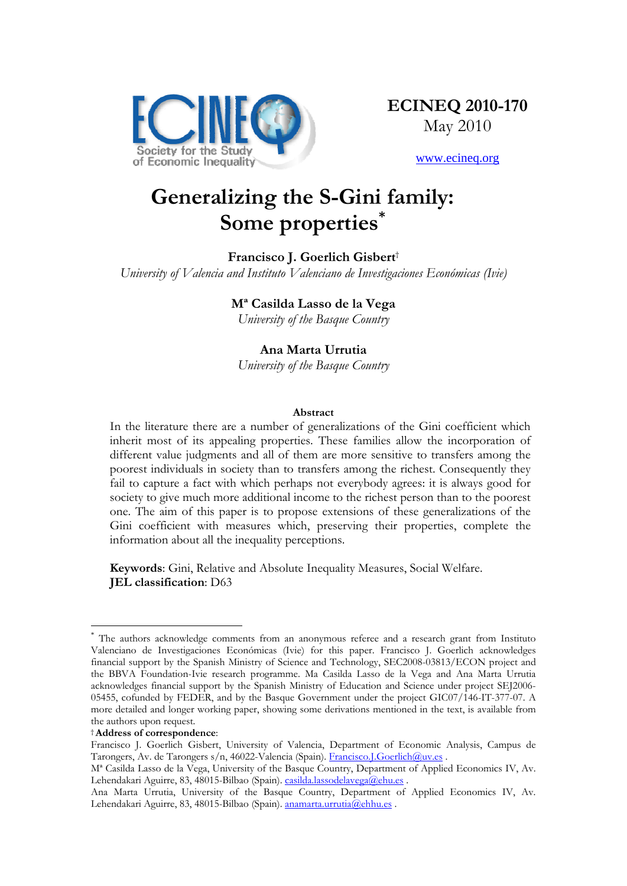ECINEQ 2010-170

May 2010

www.ecineq.org

# Generalizing the S-Gini family: Some properties*

**Francisco J. Goerlich Gisbert†**

*University of Valencia and Instituto Valenciano de Investigaciones Económicas (Ivie)*

**Mª Casilda Lasso de la Vega**

*University of the Basque Country*

**Ana Marta Urrutia**

*University of the Basque Country*

### Abstract

In the literature there are a number of generalizations of the Gini coefficient which inherit most of its appealing properties. These families allow the incorporation of different value judgments and all of them are more sensitive to transfers among the poorest individuals in society than to transfers among the richest. Consequently they fail to capture a fact with which perhaps not everybody agrees: it is always good for society to give much more additional income to the richest person than to the poorest one. The aim of this paper is to propose extensions of these generalizations of the Gini coefficient with measures which, preserving their properties, complete the information about all the inequality perceptions.

**Keywords**: Gini, Relative and Absolute Inequality Measures, Social Welfare.
**JEL classification**: D63

---

* The authors acknowledge comments from an anonymous referee and a research grant from Instituto Valenciano de Investigaciones Económicas (Ivie) for this paper. Francisco J. Goerlich acknowledges financial support by the Spanish Ministry of Science and Technology, SEC2008-03813/ECON project and the BBVA Foundation-Ivie research programme. Ma Casilda Lasso de la Vega and Ana Marta Urrutia acknowledges financial support by the Spanish Ministry of Education and Science under project SEJ2006-05455, cofunded by FEDER, and by the Basque Government under the project GIC07/146-IT-377-07. A more detailed and longer working paper, showing some derivations mentioned in the text, is available from the authors upon request.

† **Address of correspondence**:

Francisco J. Goerlich Gisbert, University of Valencia, Department of Economic Analysis, Campus de Tarongers, Av. de Tarongers s/n, 46022-Valencia (Spain). Francisco.J.Goerlich@uv.es .

Mª Casilda Lasso de la Vega, University of the Basque Country, Department of Applied Economics IV, Av. Lehendakari Aguirre, 83, 48015-Bilbao (Spain). casilda.lassodelavega@ehu.es .

Ana Marta Urrutia, University of the Basque Country, Department of Applied Economics IV, Av. Lehendakari Aguirre, 83, 48015-Bilbao (Spain). anamarta.urrutia@ehhu.es .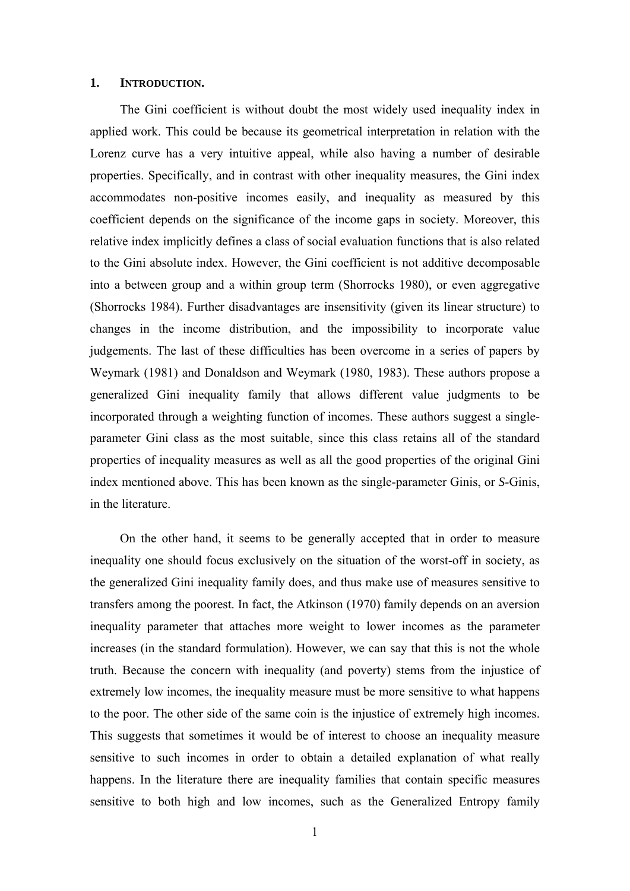## 1. INTRODUCTION.

The Gini coefficient is without doubt the most widely used inequality index in applied work. This could be because its geometrical interpretation in relation with the Lorenz curve has a very intuitive appeal, while also having a number of desirable properties. Specifically, and in contrast with other inequality measures, the Gini index accommodates non-positive incomes easily, and inequality as measured by this coefficient depends on the significance of the income gaps in society. Moreover, this relative index implicitly defines a class of social evaluation functions that is also related to the Gini absolute index. However, the Gini coefficient is not additive decomposable into a between group and a within group term (Shorrocks 1980), or even aggregative (Shorrocks 1984). Further disadvantages are insensitivity (given its linear structure) to changes in the income distribution, and the impossibility to incorporate value judgements. The last of these difficulties has been overcome in a series of papers by Weymark (1981) and Donaldson and Weymark (1980, 1983). These authors propose a generalized Gini inequality family that allows different value judgments to be incorporated through a weighting function of incomes. These authors suggest a single-parameter Gini class as the most suitable, since this class retains all of the standard properties of inequality measures as well as all the good properties of the original Gini index mentioned above. This has been known as the single-parameter Ginis, or *S*-Ginis, in the literature.

On the other hand, it seems to be generally accepted that in order to measure inequality one should focus exclusively on the situation of the worst-off in society, as the generalized Gini inequality family does, and thus make use of measures sensitive to transfers among the poorest. In fact, the Atkinson (1970) family depends on an aversion inequality parameter that attaches more weight to lower incomes as the parameter increases (in the standard formulation). However, we can say that this is not the whole truth. Because the concern with inequality (and poverty) stems from the injustice of extremely low incomes, the inequality measure must be more sensitive to what happens to the poor. The other side of the same coin is the injustice of extremely high incomes. This suggests that sometimes it would be of interest to choose an inequality measure sensitive to such incomes in order to obtain a detailed explanation of what really happens. In the literature there are inequality families that contain specific measures sensitive to both high and low incomes, such as the Generalized Entropy family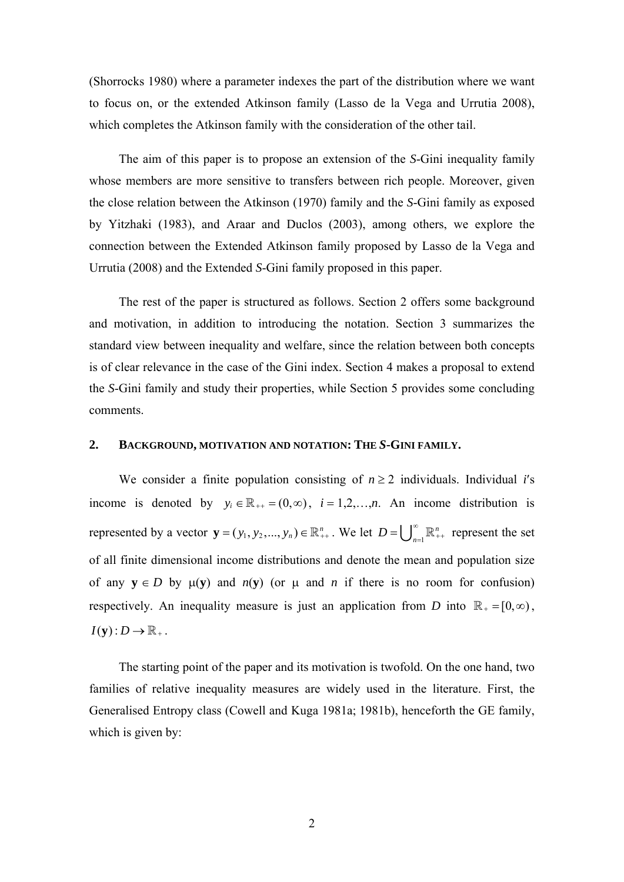(Shorrocks 1980) where a parameter indexes the part of the distribution where we want to focus on, or the extended Atkinson family (Lasso de la Vega and Urrutia 2008), which completes the Atkinson family with the consideration of the other tail.

The aim of this paper is to propose an extension of the *S*-Gini inequality family whose members are more sensitive to transfers between rich people. Moreover, given the close relation between the Atkinson (1970) family and the *S*-Gini family as exposed by Yitzhaki (1983), and Araar and Duclos (2003), among others, we explore the connection between the Extended Atkinson family proposed by Lasso de la Vega and Urrutia (2008) and the Extended *S*-Gini family proposed in this paper.

The rest of the paper is structured as follows. Section 2 offers some background and motivation, in addition to introducing the notation. Section 3 summarizes the standard view between inequality and welfare, since the relation between both concepts is of clear relevance in the case of the Gini index. Section 4 makes a proposal to extend the *S*-Gini family and study their properties, while Section 5 provides some concluding comments.

## 2. BACKGROUND, MOTIVATION AND NOTATION: THE *S*-GINI FAMILY.

We consider a finite population consisting of $n \geq 2$ individuals. Individual *i*′s income is denoted by $y_i \in \mathbb{R}_{++} = (0, \infty)$, $i = 1,2,\ldots,n$. An income distribution is represented by a vector $\mathbf{y} = (y_1, y_2, ..., y_n) \in \mathbb{R}_{++}^n$. We let $D = \bigcup_{n=1}^{\infty} \mathbb{R}_{++}^n$ represent the set of all finite dimensional income distributions and denote the mean and population size of any $\mathbf{y} \in D$ by $\mu(\mathbf{y})$ and $n(\mathbf{y})$ (or $\mu$ and $n$ if there is no room for confusion) respectively. An inequality measure is just an application from $D$ into $\mathbb{R}_+ = [0, \infty)$, $I(\mathbf{y}) : D \to \mathbb{R}_+$.

The starting point of the paper and its motivation is twofold. On the one hand, two families of relative inequality measures are widely used in the literature. First, the Generalised Entropy class (Cowell and Kuga 1981a; 1981b), henceforth the GE family, which is given by: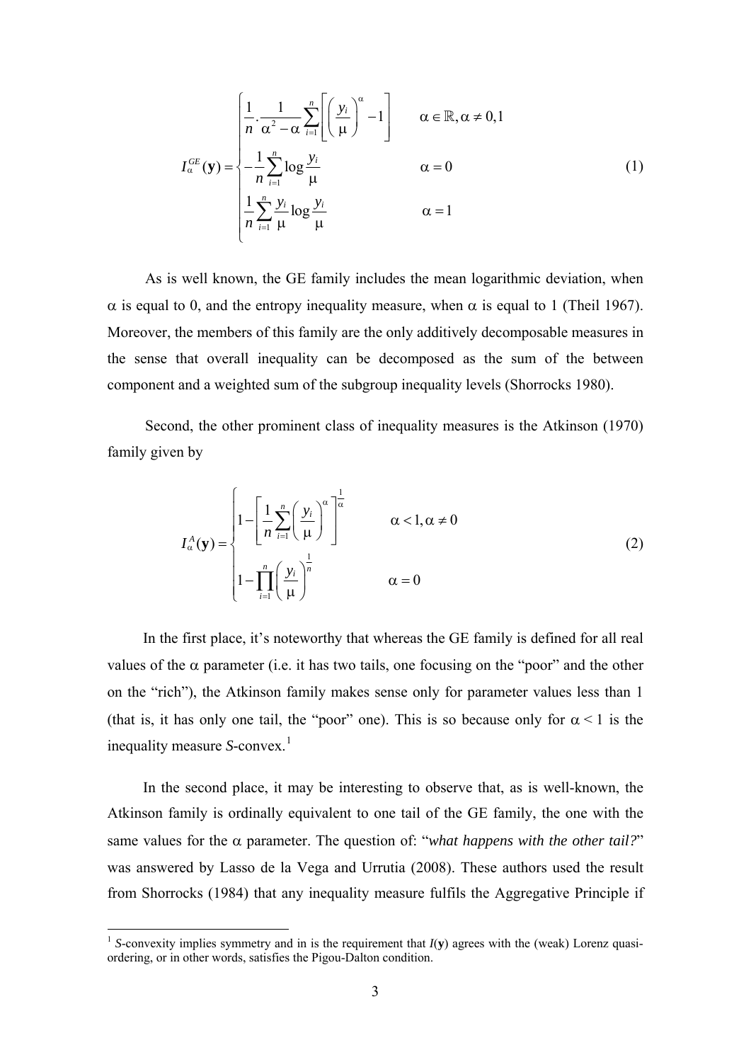$$
I_\alpha^{GE}(\mathbf{y}) = \begin{cases} \dfrac{1}{n} \cdot \dfrac{1}{\alpha^2 - \alpha} \displaystyle\sum_{i=1}^{n} \left[ \left( \dfrac{y_i}{\mu} \right)^\alpha - 1 \right] & \alpha \in \mathbb{R}, \alpha \neq 0,1 \\ -\dfrac{1}{n} \displaystyle\sum_{i=1}^{n} \log \dfrac{y_i}{\mu} & \alpha = 0 \\ \dfrac{1}{n} \displaystyle\sum_{i=1}^{n} \dfrac{y_i}{\mu} \log \dfrac{y_i}{\mu} & \alpha = 1 \end{cases} \tag{1}
$$

As is well known, the GE family includes the mean logarithmic deviation, when $\alpha$ is equal to 0, and the entropy inequality measure, when $\alpha$ is equal to 1 (Theil 1967). Moreover, the members of this family are the only additively decomposable measures in the sense that overall inequality can be decomposed as the sum of the between component and a weighted sum of the subgroup inequality levels (Shorrocks 1980).

Second, the other prominent class of inequality measures is the Atkinson (1970) family given by

$$
I_\alpha^{A}(\mathbf{y}) = \begin{cases} 1 - \left[ \dfrac{1}{n} \displaystyle\sum_{i=1}^{n} \left( \dfrac{y_i}{\mu} \right)^\alpha \right]^{\frac{1}{\alpha}} & \alpha < 1, \alpha \neq 0 \\ 1 - \displaystyle\prod_{i=1}^{n} \left( \dfrac{y_i}{\mu} \right)^{\frac{1}{n}} & \alpha = 0 \end{cases} \tag{2}
$$

In the first place, it's noteworthy that whereas the GE family is defined for all real values of the $\alpha$ parameter (i.e. it has two tails, one focusing on the "poor" and the other on the "rich"), the Atkinson family makes sense only for parameter values less than 1 (that is, it has only one tail, the "poor" one). This is so because only for $\alpha < 1$ is the inequality measure *S*-convex.[1]

In the second place, it may be interesting to observe that, as is well-known, the Atkinson family is ordinally equivalent to one tail of the GE family, the one with the same values for the $\alpha$ parameter. The question of: "*what happens with the other tail?*" was answered by Lasso de la Vega and Urrutia (2008). These authors used the result from Shorrocks (1984) that any inequality measure fulfils the Aggregative Principle if

[1] *S*-convexity implies symmetry and in is the requirement that $I(\mathbf{y})$ agrees with the (weak) Lorenz quasi-ordering, or in other words, satisfies the Pigou-Dalton condition.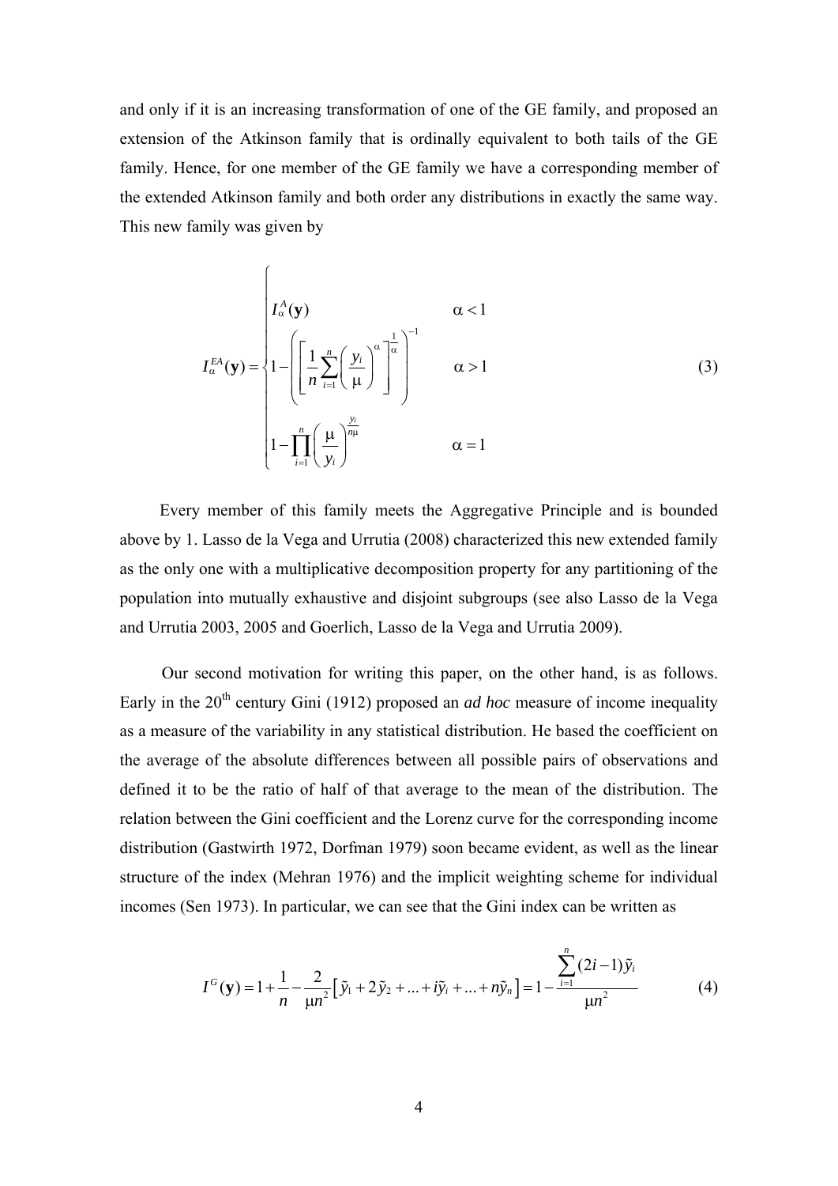and only if it is an increasing transformation of one of the GE family, and proposed an extension of the Atkinson family that is ordinally equivalent to both tails of the GE family. Hence, for one member of the GE family we have a corresponding member of the extended Atkinson family and both order any distributions in exactly the same way. This new family was given by

$$I_{\alpha}^{EA}(\mathbf{y}) = \begin{cases} I_{\alpha}^{A}(\mathbf{y}) & \alpha < 1 \\ 1 - \left( \left[ \frac{1}{n} \sum_{i=1}^{n} \left( \frac{y_i}{\mu} \right)^{\alpha} \right]^{\frac{1}{\alpha}} \right)^{-1} & \alpha > 1 \\ 1 - \prod_{i=1}^{n} \left( \frac{\mu}{y_i} \right)^{\frac{y_i}{n\mu}} & \alpha = 1 \end{cases} \tag{3}$$

Every member of this family meets the Aggregative Principle and is bounded above by 1. Lasso de la Vega and Urrutia (2008) characterized this new extended family as the only one with a multiplicative decomposition property for any partitioning of the population into mutually exhaustive and disjoint subgroups (see also Lasso de la Vega and Urrutia 2003, 2005 and Goerlich, Lasso de la Vega and Urrutia 2009).

Our second motivation for writing this paper, on the other hand, is as follows. Early in the 20th century Gini (1912) proposed an *ad hoc* measure of income inequality as a measure of the variability in any statistical distribution. He based the coefficient on the average of the absolute differences between all possible pairs of observations and defined it to be the ratio of half of that average to the mean of the distribution. The relation between the Gini coefficient and the Lorenz curve for the corresponding income distribution (Gastwirth 1972, Dorfman 1979) soon became evident, as well as the linear structure of the index (Mehran 1976) and the implicit weighting scheme for individual incomes (Sen 1973). In particular, we can see that the Gini index can be written as

$$I^{G}(\mathbf{y}) = 1 + \frac{1}{n} - \frac{2}{\mu n^2} \left[ \tilde{y}_1 + 2\tilde{y}_2 + \ldots + i\tilde{y}_i + \ldots + n\tilde{y}_n \right] = 1 - \frac{\sum_{i=1}^{n} (2i-1)\tilde{y}_i}{\mu n^2} \tag{4}$$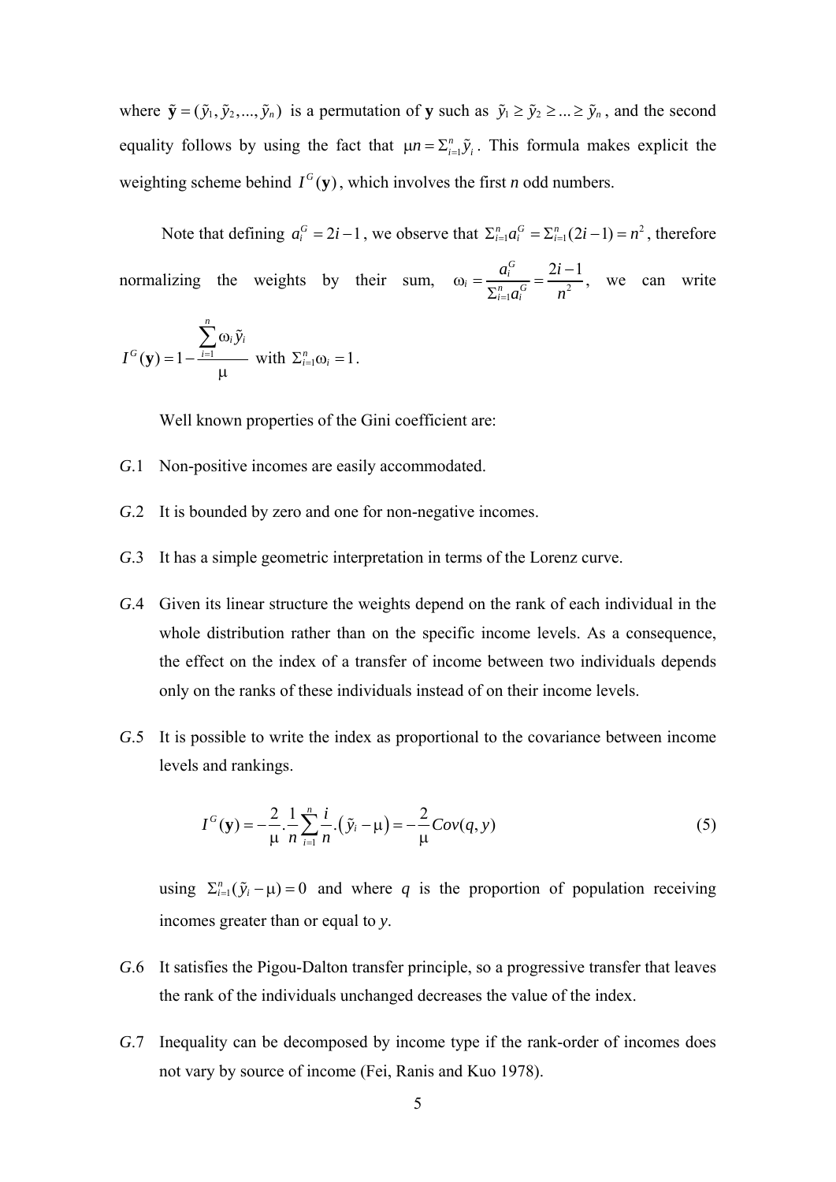where $\tilde{\mathbf{y}} = (\tilde{y}_1, \tilde{y}_2, ..., \tilde{y}_n)$ is a permutation of **y** such as $\tilde{y}_1 \geq \tilde{y}_2 \geq ... \geq \tilde{y}_n$, and the second equality follows by using the fact that $\mu n = \Sigma_{i=1}^{n} \tilde{y}_i$. This formula makes explicit the weighting scheme behind $I^G(\mathbf{y})$, which involves the first *n* odd numbers.

Note that defining $a_i^G = 2i - 1$, we observe that $\Sigma_{i=1}^{n} a_i^G = \Sigma_{i=1}^{n}(2i-1) = n^2$, therefore normalizing the weights by their sum, $\omega_i = \frac{a_i^G}{\Sigma_{i=1}^{n} a_i^G} = \frac{2i-1}{n^2}$, we can write $I^G(\mathbf{y}) = 1 - \frac{\sum_{i=1}^{n} \omega_i \tilde{y}_i}{\mu}$ with $\Sigma_{i=1}^{n} \omega_i = 1$.

Well known properties of the Gini coefficient are:

*G*.1 Non-positive incomes are easily accommodated.

*G*.2 It is bounded by zero and one for non-negative incomes.

*G*.3 It has a simple geometric interpretation in terms of the Lorenz curve.

*G*.4 Given its linear structure the weights depend on the rank of each individual in the whole distribution rather than on the specific income levels. As a consequence, the effect on the index of a transfer of income between two individuals depends only on the ranks of these individuals instead of on their income levels.

*G*.5 It is possible to write the index as proportional to the covariance between income levels and rankings.

$$I^G(\mathbf{y}) = -\frac{2}{\mu} \cdot \frac{1}{n} \sum_{i=1}^{n} \frac{i}{n} \cdot \left( \tilde{y}_i - \mu \right) = -\frac{2}{\mu} Cov(q, y) \tag{5}$$

using $\Sigma_{i=1}^{n}(\tilde{y}_i - \mu) = 0$ and where $q$ is the proportion of population receiving incomes greater than or equal to $y$.

*G*.6 It satisfies the Pigou-Dalton transfer principle, so a progressive transfer that leaves the rank of the individuals unchanged decreases the value of the index.

*G*.7 Inequality can be decomposed by income type if the rank-order of incomes does not vary by source of income (Fei, Ranis and Kuo 1978).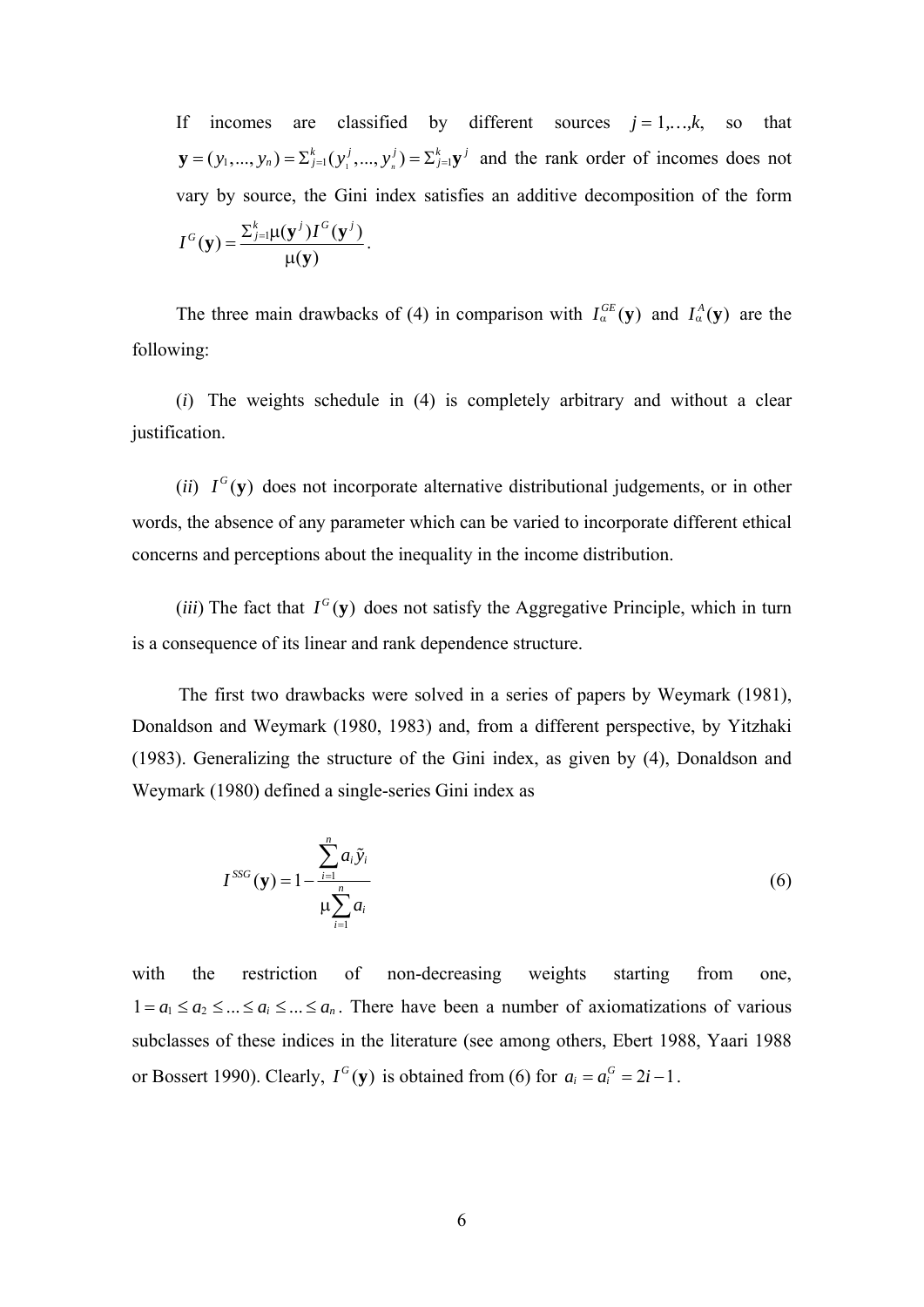If incomes are classified by different sources $j = 1,\ldots,k,$ so that $\mathbf{y} = (y_1,...,y_n) = \Sigma_{j=1}^{k}(y_1^j,...,y_n^j) = \Sigma_{j=1}^{k}\mathbf{y}^j$ and the rank order of incomes does not vary by source, the Gini index satisfies an additive decomposition of the form $I^G(\mathbf{y}) = \dfrac{\Sigma_{j=1}^{k}\mu(\mathbf{y}^j)I^G(\mathbf{y}^j)}{\mu(\mathbf{y})}$.

The three main drawbacks of (4) in comparison with $I_\alpha^{GE}(\mathbf{y})$ and $I_\alpha^{A}(\mathbf{y})$ are the following:

(*i*) The weights schedule in (4) is completely arbitrary and without a clear justification.

(*ii*) $I^G(\mathbf{y})$ does not incorporate alternative distributional judgements, or in other words, the absence of any parameter which can be varied to incorporate different ethical concerns and perceptions about the inequality in the income distribution.

(*iii*) The fact that $I^G(\mathbf{y})$ does not satisfy the Aggregative Principle, which in turn is a consequence of its linear and rank dependence structure.

The first two drawbacks were solved in a series of papers by Weymark (1981), Donaldson and Weymark (1980, 1983) and, from a different perspective, by Yitzhaki (1983). Generalizing the structure of the Gini index, as given by (4), Donaldson and Weymark (1980) defined a single-series Gini index as

$$I^{SSG}(\mathbf{y}) = 1 - \frac{\sum_{i=1}^{n} a_i \tilde{y}_i}{\mu \sum_{i=1}^{n} a_i} \tag{6}$$

with the restriction of non-decreasing weights starting from one, $1 = a_1 \le a_2 \le \ldots \le a_i \le \ldots \le a_n$. There have been a number of axiomatizations of various subclasses of these indices in the literature (see among others, Ebert 1988, Yaari 1988 or Bossert 1990). Clearly, $I^G(\mathbf{y})$ is obtained from (6) for $a_i = a_i^G = 2i - 1$.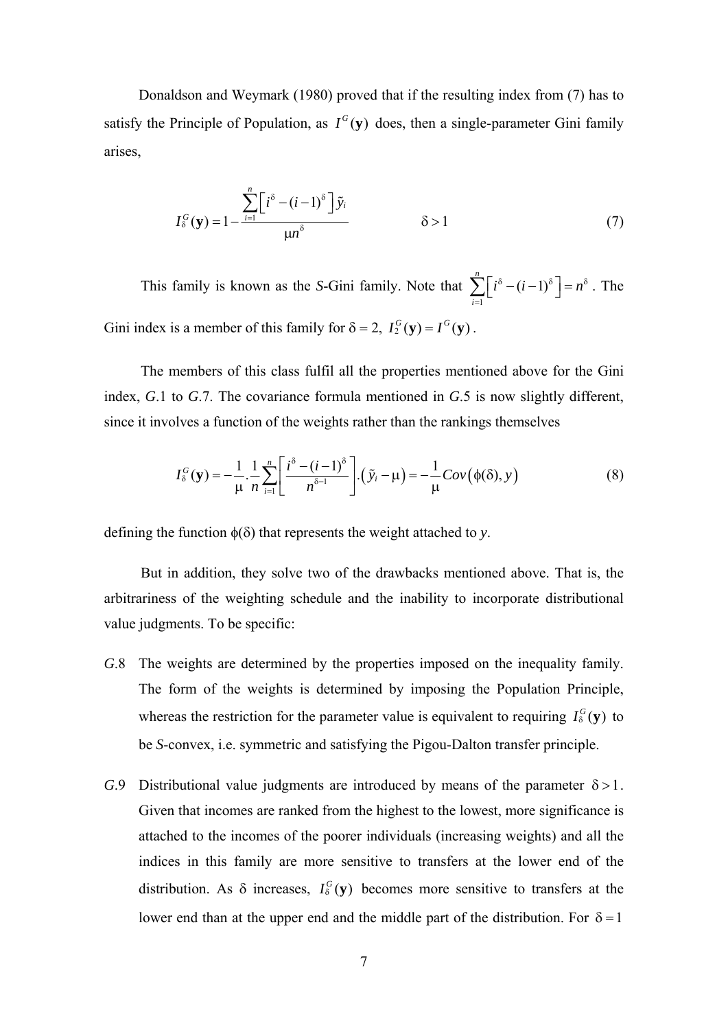Donaldson and Weymark (1980) proved that if the resulting index from (7) has to satisfy the Principle of Population, as $I^G(\mathbf{y})$ does, then a single-parameter Gini family arises,

$$I_\delta^G(\mathbf{y}) = 1 - \frac{\sum_{i=1}^{n}\left[i^\delta - (i-1)^\delta\right]\tilde{y}_i}{\mu n^\delta} \qquad \delta > 1 \tag{7}$$

This family is known as the *S*-Gini family. Note that $\sum_{i=1}^{n}\left[i^\delta - (i-1)^\delta\right] = n^\delta$. The Gini index is a member of this family for $\delta = 2,\ I_2^G(\mathbf{y}) = I^G(\mathbf{y})$.

The members of this class fulfil all the properties mentioned above for the Gini index, *G*.1 to *G*.7. The covariance formula mentioned in *G*.5 is now slightly different, since it involves a function of the weights rather than the rankings themselves

$$I_\delta^G(\mathbf{y}) = -\frac{1}{\mu}.\frac{1}{n}\sum_{i=1}^{n}\left[\frac{i^\delta - (i-1)^\delta}{n^{\delta-1}}\right].\left(\tilde{y}_i - \mu\right) = -\frac{1}{\mu}Cov\left(\phi(\delta), y\right) \tag{8}$$

defining the function $\phi(\delta)$ that represents the weight attached to *y*.

But in addition, they solve two of the drawbacks mentioned above. That is, the arbitrariness of the weighting schedule and the inability to incorporate distributional value judgments. To be specific:

*G*.8 The weights are determined by the properties imposed on the inequality family. The form of the weights is determined by imposing the Population Principle, whereas the restriction for the parameter value is equivalent to requiring $I_\delta^G(\mathbf{y})$ to be *S*-convex, i.e. symmetric and satisfying the Pigou-Dalton transfer principle.

*G*.9 Distributional value judgments are introduced by means of the parameter $\delta > 1$. Given that incomes are ranked from the highest to the lowest, more significance is attached to the incomes of the poorer individuals (increasing weights) and all the indices in this family are more sensitive to transfers at the lower end of the distribution. As $\delta$ increases, $I_\delta^G(\mathbf{y})$ becomes more sensitive to transfers at the lower end than at the upper end and the middle part of the distribution. For $\delta = 1$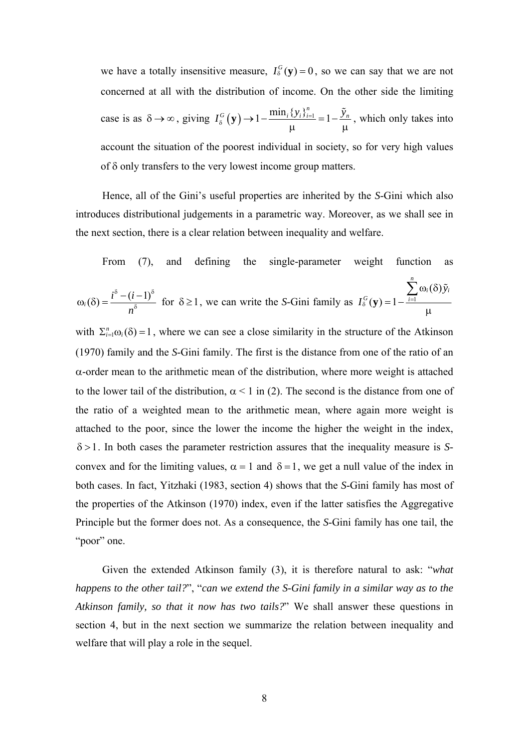we have a totally insensitive measure, $I_{\delta}^{G}(\mathbf{y}) = 0$, so we can say that we are not concerned at all with the distribution of income. On the other side the limiting case is as $\delta \to \infty$, giving $I_{\delta}^{G}(\mathbf{y}) \to 1 - \frac{\min_i \{y_i\}_{i=1}^{n}}{\mu} = 1 - \frac{\tilde{y}_n}{\mu}$, which only takes into account the situation of the poorest individual in society, so for very high values of $\delta$ only transfers to the very lowest income group matters.

Hence, all of the Gini's useful properties are inherited by the *S*-Gini which also introduces distributional judgements in a parametric way. Moreover, as we shall see in the next section, there is a clear relation between inequality and welfare.

From (7), and defining the single-parameter weight function as $\omega_i(\delta) = \frac{i^{\delta} - (i-1)^{\delta}}{n^{\delta}}$ for $\delta \geq 1$, we can write the *S*-Gini family as $I_{\delta}^{G}(\mathbf{y}) = 1 - \frac{\sum_{i=1}^{n} \omega_i(\delta)\tilde{y}_i}{\mu}$ with $\Sigma_{i=1}^{n}\omega_i(\delta) = 1$, where we can see a close similarity in the structure of the Atkinson (1970) family and the *S*-Gini family. The first is the distance from one of the ratio of an $\alpha$-order mean to the arithmetic mean of the distribution, where more weight is attached to the lower tail of the distribution, $\alpha < 1$ in (2). The second is the distance from one of the ratio of a weighted mean to the arithmetic mean, where again more weight is attached to the poor, since the lower the income the higher the weight in the index, $\delta > 1$. In both cases the parameter restriction assures that the inequality measure is *S*-convex and for the limiting values, $\alpha = 1$ and $\delta = 1$, we get a null value of the index in both cases. In fact, Yitzhaki (1983, section 4) shows that the *S*-Gini family has most of the properties of the Atkinson (1970) index, even if the latter satisfies the Aggregative Principle but the former does not. As a consequence, the *S*-Gini family has one tail, the "poor" one.

Given the extended Atkinson family (3), it is therefore natural to ask: "*what happens to the other tail?*", "*can we extend the S-Gini family in a similar way as to the Atkinson family, so that it now has two tails?*" We shall answer these questions in section 4, but in the next section we summarize the relation between inequality and welfare that will play a role in the sequel.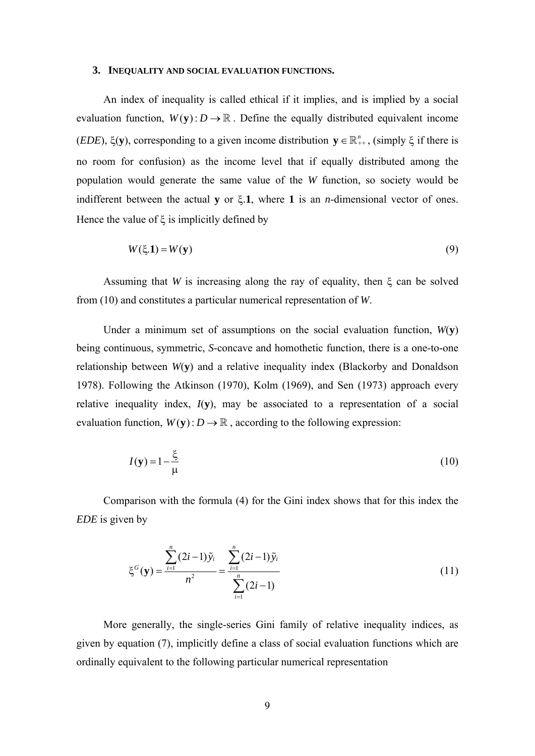### 3. Inequality and social evaluation functions.

An index of inequality is called ethical if it implies, and is implied by a social evaluation function, $W(\mathbf{y}): D \rightarrow \mathbb{R}$. Define the equally distributed equivalent income (*EDE*), $\xi(\mathbf{y})$, corresponding to a given income distribution $\mathbf{y} \in \mathbb{R}^n_{++}$, (simply $\xi$ if there is no room for confusion) as the income level that if equally distributed among the population would generate the same value of the *W* function, so society would be indifferent between the actual $\mathbf{y}$ or $\xi.\mathbf{1}$, where $\mathbf{1}$ is an *n*-dimensional vector of ones. Hence the value of $\xi$ is implicitly defined by

$$W(\xi.\mathbf{1}) = W(\mathbf{y}) \tag{9}$$

Assuming that *W* is increasing along the ray of equality, then $\xi$ can be solved from (10) and constitutes a particular numerical representation of *W*.

Under a minimum set of assumptions on the social evaluation function, $W(\mathbf{y})$ being continuous, symmetric, *S*-concave and homothetic function, there is a one-to-one relationship between $W(\mathbf{y})$ and a relative inequality index (Blackorby and Donaldson 1978). Following the Atkinson (1970), Kolm (1969), and Sen (1973) approach every relative inequality index, $I(\mathbf{y})$, may be associated to a representation of a social evaluation function, $W(\mathbf{y}): D \rightarrow \mathbb{R}$, according to the following expression:

$$I(\mathbf{y}) = 1 - \frac{\xi}{\mu} \tag{10}$$

Comparison with the formula (4) for the Gini index shows that for this index the *EDE* is given by

$$\xi^G(\mathbf{y}) = \frac{\sum_{i=1}^{n}(2i-1)\tilde{y}_i}{n^2} = \frac{\sum_{i=1}^{n}(2i-1)\tilde{y}_i}{\sum_{i=1}^{n}(2i-1)} \tag{11}$$

More generally, the single-series Gini family of relative inequality indices, as given by equation (7), implicitly define a class of social evaluation functions which are ordinally equivalent to the following particular numerical representation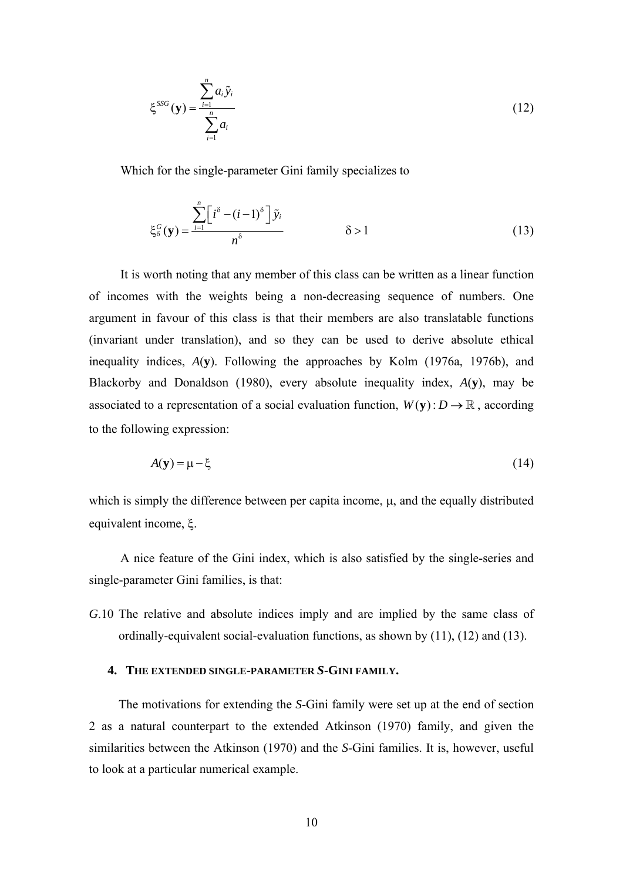$$\xi^{SSG}(\mathbf{y}) = \frac{\sum_{i=1}^{n} a_i \tilde{y}_i}{\sum_{i=1}^{n} a_i} \tag{12}$$

Which for the single-parameter Gini family specializes to

$$\xi_{\delta}^{G}(\mathbf{y}) = \frac{\sum_{i=1}^{n} \left[ i^{\delta} - (i-1)^{\delta} \right] \tilde{y}_i}{n^{\delta}} \qquad \delta > 1 \tag{13}$$

It is worth noting that any member of this class can be written as a linear function of incomes with the weights being a non-decreasing sequence of numbers. One argument in favour of this class is that their members are also translatable functions (invariant under translation), and so they can be used to derive absolute ethical inequality indices, $A(\mathbf{y})$. Following the approaches by Kolm (1976a, 1976b), and Blackorby and Donaldson (1980), every absolute inequality index, $A(\mathbf{y})$, may be associated to a representation of a social evaluation function, $W(\mathbf{y}): D \to \mathbb{R}$, according to the following expression:

$$A(\mathbf{y}) = \mu - \xi \tag{14}$$

which is simply the difference between per capita income, $\mu$, and the equally distributed equivalent income, $\xi$.

A nice feature of the Gini index, which is also satisfied by the single-series and single-parameter Gini families, is that:

*G*.10 The relative and absolute indices imply and are implied by the same class of ordinally-equivalent social-evaluation functions, as shown by (11), (12) and (13).

## 4. THE EXTENDED SINGLE-PARAMETER *S*-GINI FAMILY.

The motivations for extending the *S*-Gini family were set up at the end of section 2 as a natural counterpart to the extended Atkinson (1970) family, and given the similarities between the Atkinson (1970) and the *S*-Gini families. It is, however, useful to look at a particular numerical example.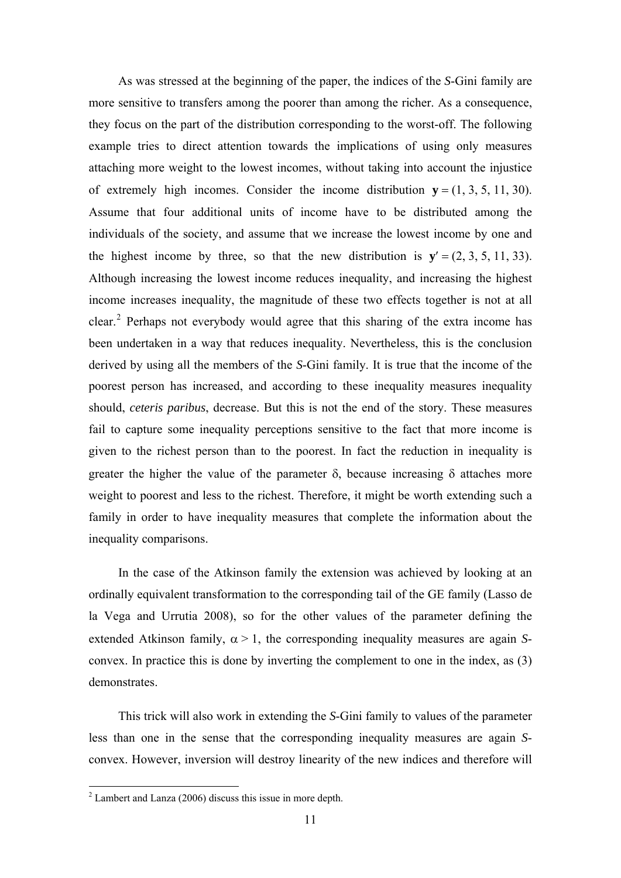As was stressed at the beginning of the paper, the indices of the *S*-Gini family are more sensitive to transfers among the poorer than among the richer. As a consequence, they focus on the part of the distribution corresponding to the worst-off. The following example tries to direct attention towards the implications of using only measures attaching more weight to the lowest incomes, without taking into account the injustice of extremely high incomes. Consider the income distribution $\mathbf{y} = (1, 3, 5, 11, 30)$. Assume that four additional units of income have to be distributed among the individuals of the society, and assume that we increase the lowest income by one and the highest income by three, so that the new distribution is $\mathbf{y}' = (2, 3, 5, 11, 33)$. Although increasing the lowest income reduces inequality, and increasing the highest income increases inequality, the magnitude of these two effects together is not at all clear.[2] Perhaps not everybody would agree that this sharing of the extra income has been undertaken in a way that reduces inequality. Nevertheless, this is the conclusion derived by using all the members of the *S*-Gini family. It is true that the income of the poorest person has increased, and according to these inequality measures inequality should, *ceteris paribus*, decrease. But this is not the end of the story. These measures fail to capture some inequality perceptions sensitive to the fact that more income is given to the richest person than to the poorest. In fact the reduction in inequality is greater the higher the value of the parameter $\delta$, because increasing $\delta$ attaches more weight to poorest and less to the richest. Therefore, it might be worth extending such a family in order to have inequality measures that complete the information about the inequality comparisons.

In the case of the Atkinson family the extension was achieved by looking at an ordinally equivalent transformation to the corresponding tail of the GE family (Lasso de la Vega and Urrutia 2008), so for the other values of the parameter defining the extended Atkinson family, $\alpha > 1$, the corresponding inequality measures are again *S*-convex. In practice this is done by inverting the complement to one in the index, as (3) demonstrates.

This trick will also work in extending the *S*-Gini family to values of the parameter less than one in the sense that the corresponding inequality measures are again *S*-convex. However, inversion will destroy linearity of the new indices and therefore will

[2] Lambert and Lanza (2006) discuss this issue in more depth.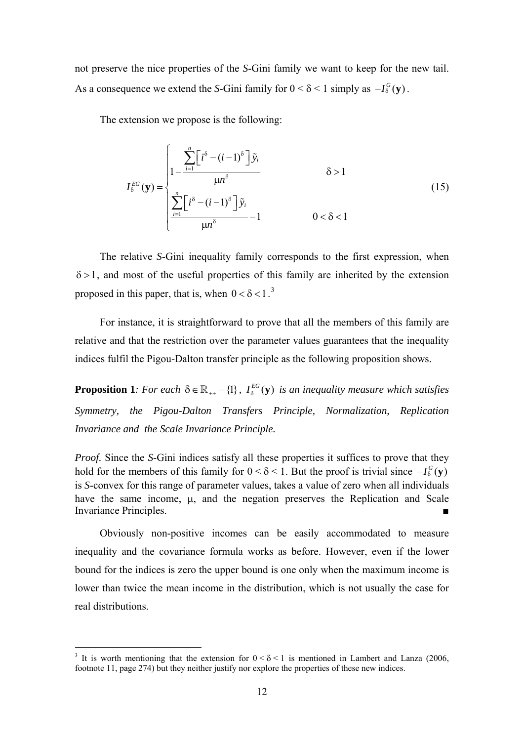not preserve the nice properties of the *S*-Gini family we want to keep for the new tail. As a consequence we extend the *S*-Gini family for $0 < \delta < 1$ simply as $-I_{\delta}^{G}(\mathbf{y})$.

The extension we propose is the following:

$$
I_{\delta}^{EG}(\mathbf{y}) = \begin{cases} 1 - \dfrac{\sum_{i=1}^{n} \left[ i^{\delta} - (i-1)^{\delta} \right] \tilde{y}_i}{\mu n^{\delta}} & \delta > 1 \\ \dfrac{\sum_{i=1}^{n} \left[ i^{\delta} - (i-1)^{\delta} \right] \tilde{y}_i}{\mu n^{\delta}} - 1 & 0 < \delta < 1 \end{cases} \tag{15}
$$

The relative *S*-Gini inequality family corresponds to the first expression, when $\delta > 1$, and most of the useful properties of this family are inherited by the extension proposed in this paper, that is, when $0 < \delta < 1$.[3]

For instance, it is straightforward to prove that all the members of this family are relative and that the restriction over the parameter values guarantees that the inequality indices fulfil the Pigou-Dalton transfer principle as the following proposition shows.

**Proposition 1**: *For each* $\delta \in \mathbb{R}_{++} - \{1\}$, $I_{\delta}^{EG}(\mathbf{y})$ *is an inequality measure which satisfies Symmetry, the Pigou-Dalton Transfers Principle, Normalization, Replication Invariance and the Scale Invariance Principle.*

*Proof.* Since the *S*-Gini indices satisfy all these properties it suffices to prove that they hold for the members of this family for $0 < \delta < 1$. But the proof is trivial since $-I_{\delta}^{G}(\mathbf{y})$ is *S*-convex for this range of parameter values, takes a value of zero when all individuals have the same income, $\mu$, and the negation preserves the Replication and Scale Invariance Principles. ■

Obviously non-positive incomes can be easily accommodated to measure inequality and the covariance formula works as before. However, even if the lower bound for the indices is zero the upper bound is one only when the maximum income is lower than twice the mean income in the distribution, which is not usually the case for real distributions.

[3] It is worth mentioning that the extension for $0 < \delta < 1$ is mentioned in Lambert and Lanza (2006, footnote 11, page 274) but they neither justify nor explore the properties of these new indices.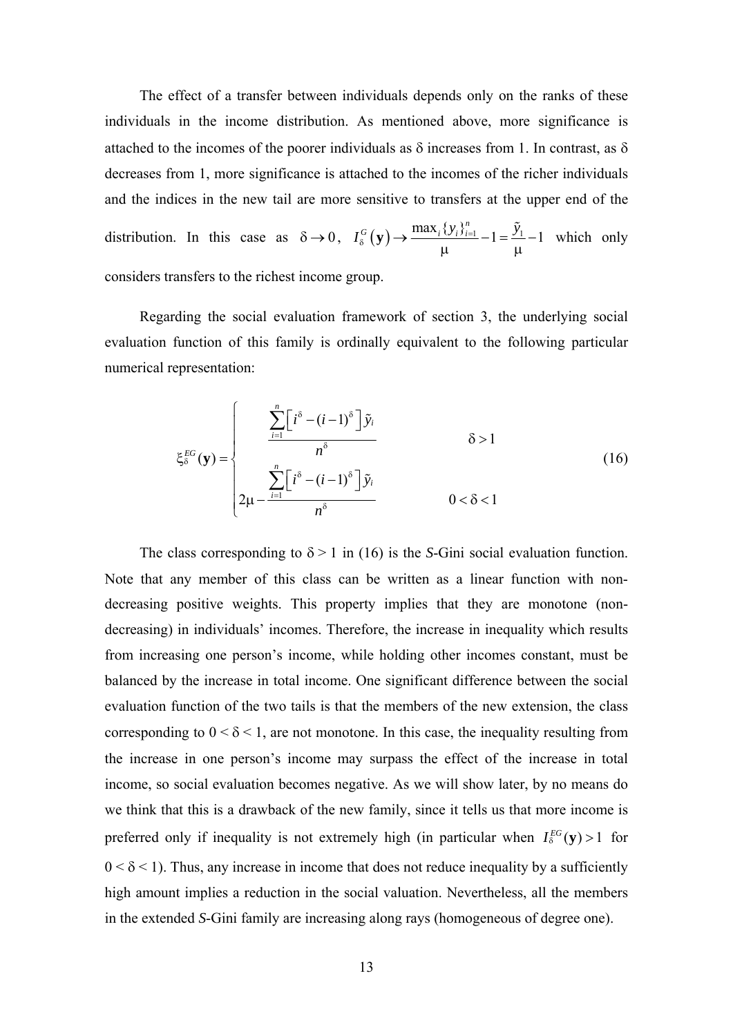The effect of a transfer between individuals depends only on the ranks of these individuals in the income distribution. As mentioned above, more significance is attached to the incomes of the poorer individuals as δ increases from 1. In contrast, as δ decreases from 1, more significance is attached to the incomes of the richer individuals and the indices in the new tail are more sensitive to transfers at the upper end of the distribution. In this case as $\delta \to 0$, $I_{\delta}^{G}(\mathbf{y}) \to \frac{\max_i \{y_i\}_{i=1}^{n}}{\mu} - 1 = \frac{\tilde{y}_1}{\mu} - 1$ which only considers transfers to the richest income group.

Regarding the social evaluation framework of section 3, the underlying social evaluation function of this family is ordinally equivalent to the following particular numerical representation:

$$
\xi_{\delta}^{EG}(\mathbf{y}) = \begin{cases} \dfrac{\sum_{i=1}^{n} \left[ i^{\delta} - (i-1)^{\delta} \right] \tilde{y}_i}{n^{\delta}} & \delta > 1 \\[2ex] 2\mu - \dfrac{\sum_{i=1}^{n} \left[ i^{\delta} - (i-1)^{\delta} \right] \tilde{y}_i}{n^{\delta}} & 0 < \delta < 1 \end{cases} \tag{16}
$$

The class corresponding to $\delta > 1$ in (16) is the *S*-Gini social evaluation function. Note that any member of this class can be written as a linear function with non-decreasing positive weights. This property implies that they are monotone (non-decreasing) in individuals' incomes. Therefore, the increase in inequality which results from increasing one person's income, while holding other incomes constant, must be balanced by the increase in total income. One significant difference between the social evaluation function of the two tails is that the members of the new extension, the class corresponding to $0 < \delta < 1$, are not monotone. In this case, the inequality resulting from the increase in one person's income may surpass the effect of the increase in total income, so social evaluation becomes negative. As we will show later, by no means do we think that this is a drawback of the new family, since it tells us that more income is preferred only if inequality is not extremely high (in particular when $I_{\delta}^{EG}(\mathbf{y}) > 1$ for $0 < \delta < 1$). Thus, any increase in income that does not reduce inequality by a sufficiently high amount implies a reduction in the social valuation. Nevertheless, all the members in the extended *S*-Gini family are increasing along rays (homogeneous of degree one).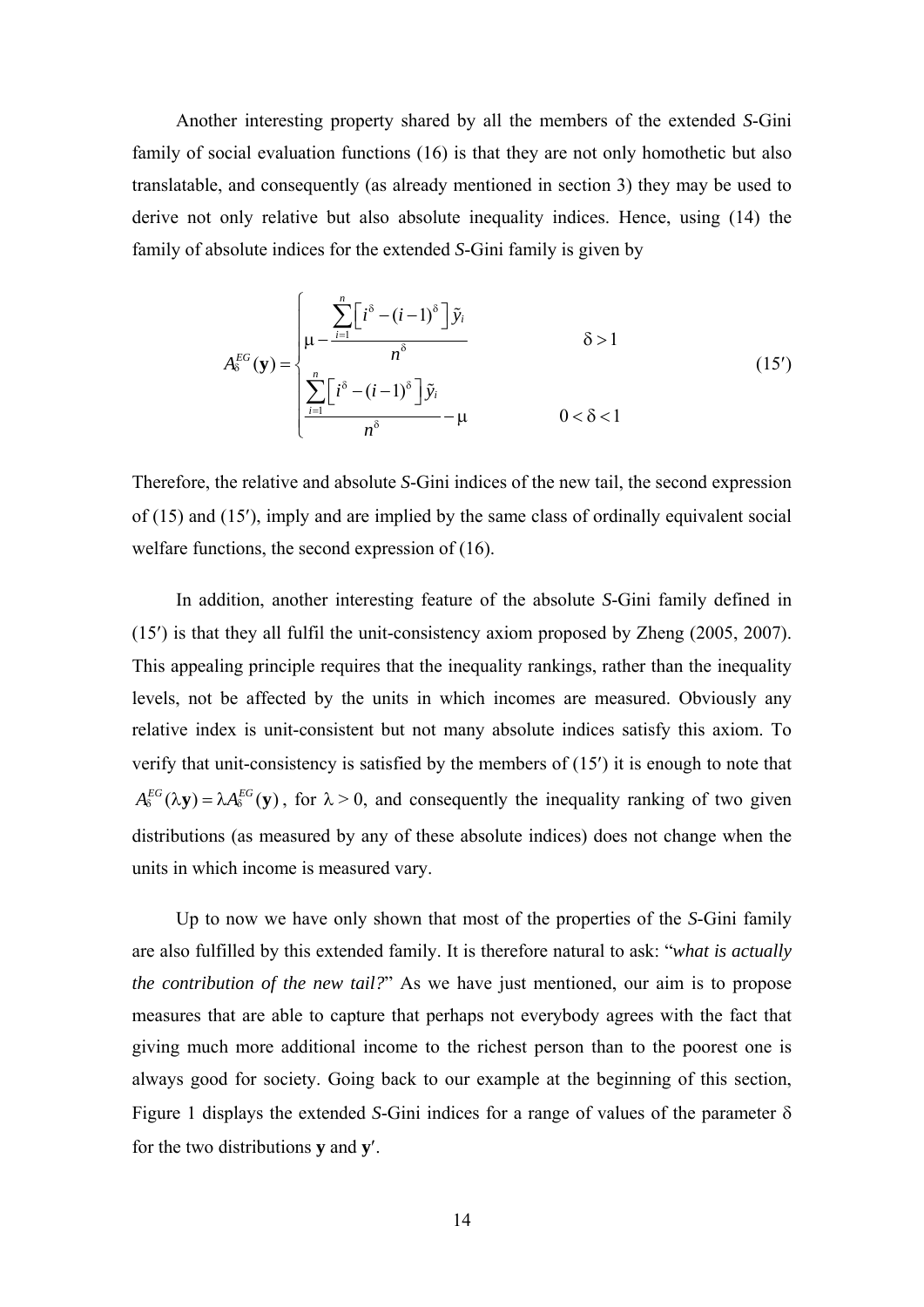Another interesting property shared by all the members of the extended *S*-Gini family of social evaluation functions (16) is that they are not only homothetic but also translatable, and consequently (as already mentioned in section 3) they may be used to derive not only relative but also absolute inequality indices. Hence, using (14) the family of absolute indices for the extended *S*-Gini family is given by

$$A_{\delta}^{EG}(\mathbf{y}) = \begin{cases} \mu - \dfrac{\sum_{i=1}^{n}\left[i^{\delta} - (i-1)^{\delta}\right]\tilde{y}_i}{n^{\delta}} & \delta > 1 \\[2ex] \dfrac{\sum_{i=1}^{n}\left[i^{\delta} - (i-1)^{\delta}\right]\tilde{y}_i}{n^{\delta}} - \mu & 0 < \delta < 1 \end{cases} \tag{15′}$$

Therefore, the relative and absolute *S*-Gini indices of the new tail, the second expression of (15) and (15′), imply and are implied by the same class of ordinally equivalent social welfare functions, the second expression of (16).

In addition, another interesting feature of the absolute *S*-Gini family defined in (15′) is that they all fulfil the unit-consistency axiom proposed by Zheng (2005, 2007). This appealing principle requires that the inequality rankings, rather than the inequality levels, not be affected by the units in which incomes are measured. Obviously any relative index is unit-consistent but not many absolute indices satisfy this axiom. To verify that unit-consistency is satisfied by the members of (15′) it is enough to note that $A_{\delta}^{EG}(\lambda\mathbf{y}) = \lambda A_{\delta}^{EG}(\mathbf{y})$, for $\lambda > 0$, and consequently the inequality ranking of two given distributions (as measured by any of these absolute indices) does not change when the units in which income is measured vary.

Up to now we have only shown that most of the properties of the *S*-Gini family are also fulfilled by this extended family. It is therefore natural to ask: "*what is actually the contribution of the new tail?*" As we have just mentioned, our aim is to propose measures that are able to capture that perhaps not everybody agrees with the fact that giving much more additional income to the richest person than to the poorest one is always good for society. Going back to our example at the beginning of this section, Figure 1 displays the extended *S*-Gini indices for a range of values of the parameter $\delta$ for the two distributions $\mathbf{y}$ and $\mathbf{y}'$.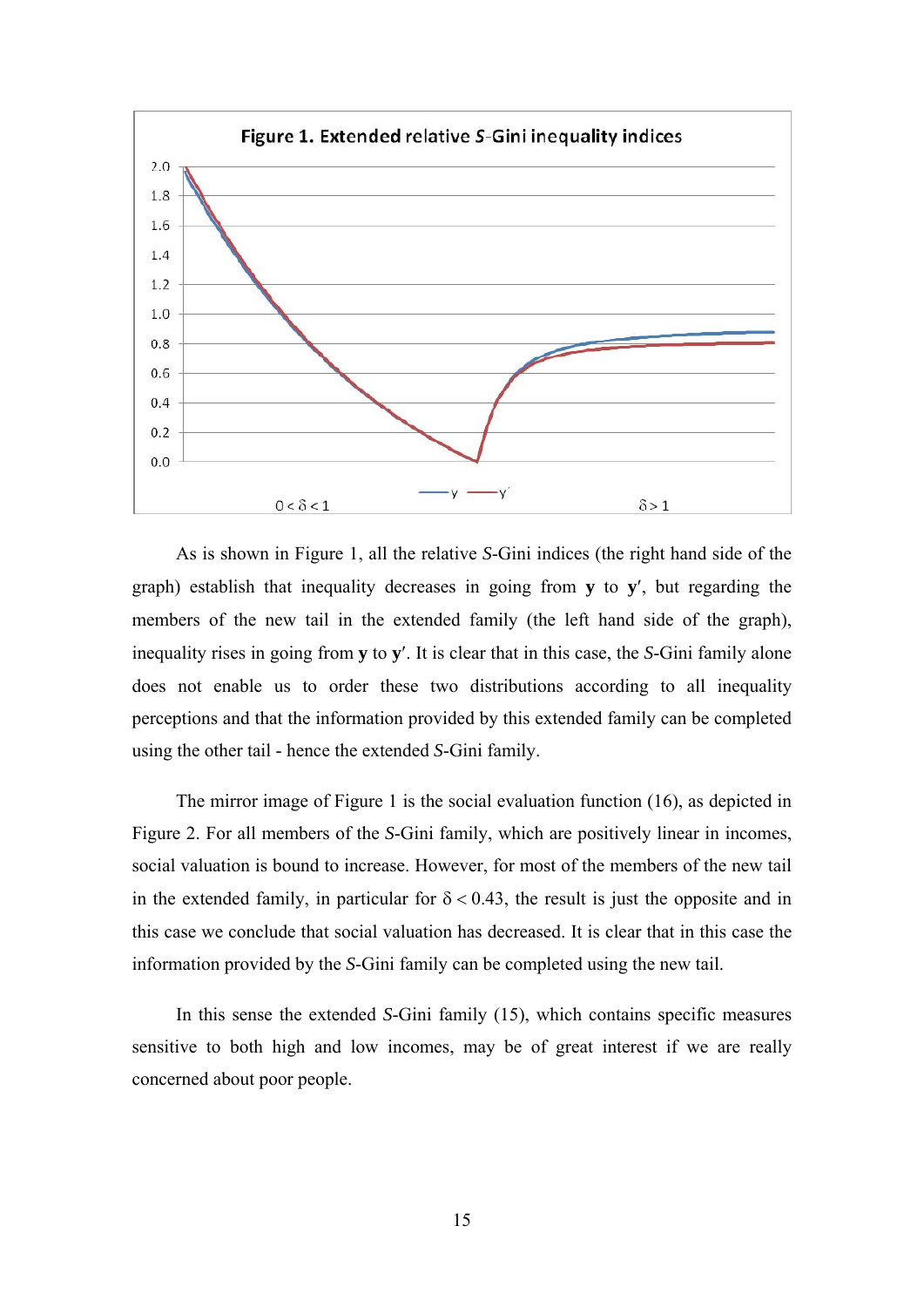**Figure 1. Extended relative *S*-Gini inequality indices**

As is shown in Figure 1, all the relative *S*-Gini indices (the right hand side of the graph) establish that inequality decreases in going from **y** to **y′**, but regarding the members of the new tail in the extended family (the left hand side of the graph), inequality rises in going from **y** to **y′**. It is clear that in this case, the *S*-Gini family alone does not enable us to order these two distributions according to all inequality perceptions and that the information provided by this extended family can be completed using the other tail - hence the extended *S*-Gini family.

The mirror image of Figure 1 is the social evaluation function (16), as depicted in Figure 2. For all members of the *S*-Gini family, which are positively linear in incomes, social valuation is bound to increase. However, for most of the members of the new tail in the extended family, in particular for $\delta < 0.43$, the result is just the opposite and in this case we conclude that social valuation has decreased. It is clear that in this case the information provided by the *S*-Gini family can be completed using the new tail.

In this sense the extended *S*-Gini family (15), which contains specific measures sensitive to both high and low incomes, may be of great interest if we are really concerned about poor people.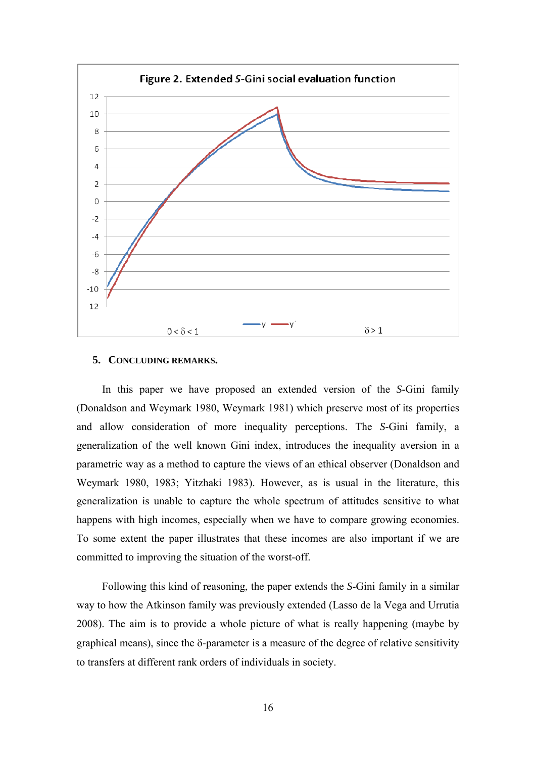**Figure 2. Extended *S*-Gini social evaluation function**

## 5. CONCLUDING REMARKS.

In this paper we have proposed an extended version of the *S*-Gini family (Donaldson and Weymark 1980, Weymark 1981) which preserve most of its properties and allow consideration of more inequality perceptions. The *S*-Gini family, a generalization of the well known Gini index, introduces the inequality aversion in a parametric way as a method to capture the views of an ethical observer (Donaldson and Weymark 1980, 1983; Yitzhaki 1983). However, as is usual in the literature, this generalization is unable to capture the whole spectrum of attitudes sensitive to what happens with high incomes, especially when we have to compare growing economies. To some extent the paper illustrates that these incomes are also important if we are committed to improving the situation of the worst-off.

Following this kind of reasoning, the paper extends the *S*-Gini family in a similar way to how the Atkinson family was previously extended (Lasso de la Vega and Urrutia 2008). The aim is to provide a whole picture of what is really happening (maybe by graphical means), since the $\delta$-parameter is a measure of the degree of relative sensitivity to transfers at different rank orders of individuals in society.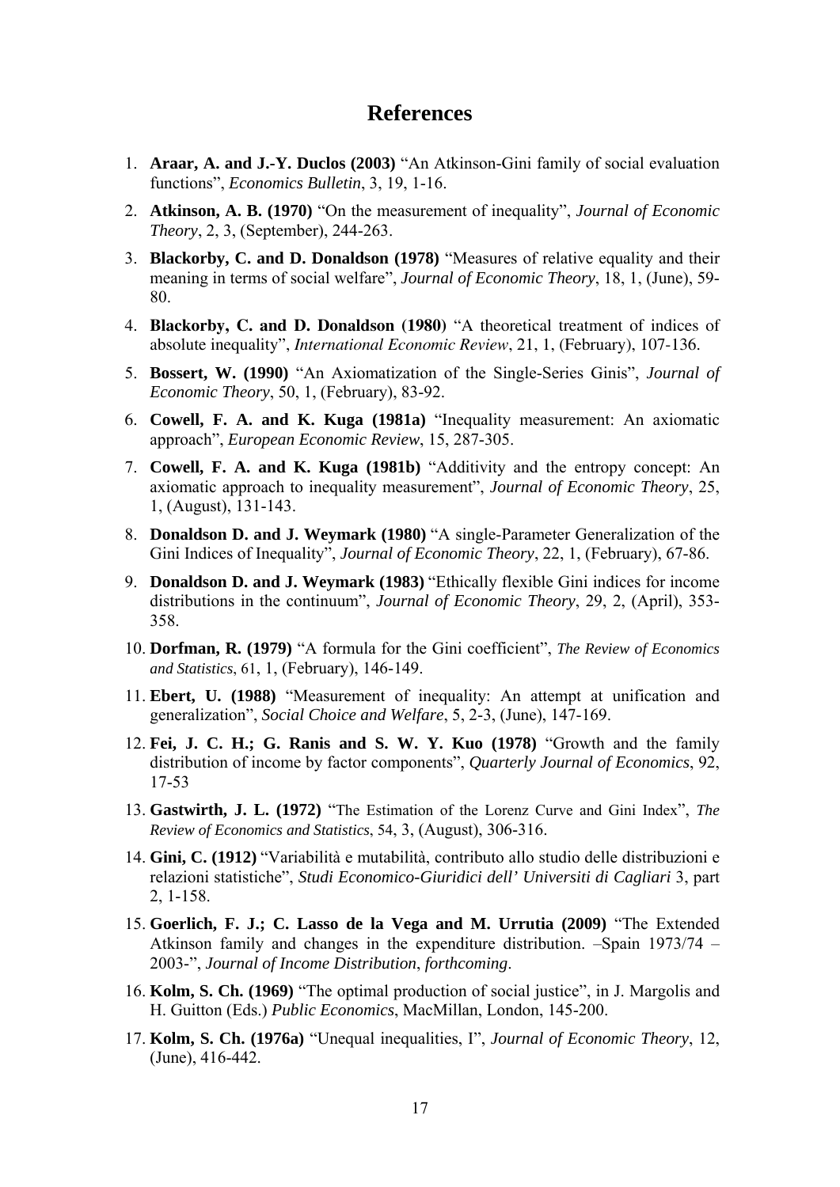# References

1. **Araar, A. and J.-Y. Duclos (2003)** "An Atkinson-Gini family of social evaluation functions", *Economics Bulletin*, 3, 19, 1-16.
2. **Atkinson, A. B. (1970)** "On the measurement of inequality", *Journal of Economic Theory*, 2, 3, (September), 244-263.
3. **Blackorby, C. and D. Donaldson (1978)** "Measures of relative equality and their meaning in terms of social welfare", *Journal of Economic Theory*, 18, 1, (June), 59-80.
4. **Blackorby, C. and D. Donaldson (1980)** "A theoretical treatment of indices of absolute inequality", *International Economic Review*, 21, 1, (February), 107-136.
5. **Bossert, W. (1990)** "An Axiomatization of the Single-Series Ginis", *Journal of Economic Theory*, 50, 1, (February), 83-92.
6. **Cowell, F. A. and K. Kuga (1981a)** "Inequality measurement: An axiomatic approach", *European Economic Review*, 15, 287-305.
7. **Cowell, F. A. and K. Kuga (1981b)** "Additivity and the entropy concept: An axiomatic approach to inequality measurement", *Journal of Economic Theory*, 25, 1, (August), 131-143.
8. **Donaldson D. and J. Weymark (1980)** "A single-Parameter Generalization of the Gini Indices of Inequality", *Journal of Economic Theory*, 22, 1, (February), 67-86.
9. **Donaldson D. and J. Weymark (1983)** "Ethically flexible Gini indices for income distributions in the continuum", *Journal of Economic Theory*, 29, 2, (April), 353-358.
10. **Dorfman, R. (1979)** "A formula for the Gini coefficient", *The Review of Economics and Statistics*, 61, 1, (February), 146-149.
11. **Ebert, U. (1988)** "Measurement of inequality: An attempt at unification and generalization", *Social Choice and Welfare*, 5, 2-3, (June), 147-169.
12. **Fei, J. C. H.; G. Ranis and S. W. Y. Kuo (1978)** "Growth and the family distribution of income by factor components", *Quarterly Journal of Economics*, 92, 17-53
13. **Gastwirth, J. L. (1972)** "The Estimation of the Lorenz Curve and Gini Index", *The Review of Economics and Statistics*, 54, 3, (August), 306-316.
14. **Gini, C. (1912)** "Variabilità e mutabilità, contributo allo studio delle distribuzioni e relazioni statistiche", *Studi Economico-Giuridici dell' Universiti di Cagliari* 3, part 2, 1-158.
15. **Goerlich, F. J.; C. Lasso de la Vega and M. Urrutia (2009)** "The Extended Atkinson family and changes in the expenditure distribution. –Spain 1973/74 – 2003-", *Journal of Income Distribution*, *forthcoming*.
16. **Kolm, S. Ch. (1969)** "The optimal production of social justice", in J. Margolis and H. Guitton (Eds.) *Public Economics*, MacMillan, London, 145-200.
17. **Kolm, S. Ch. (1976a)** "Unequal inequalities, I", *Journal of Economic Theory*, 12, (June), 416-442.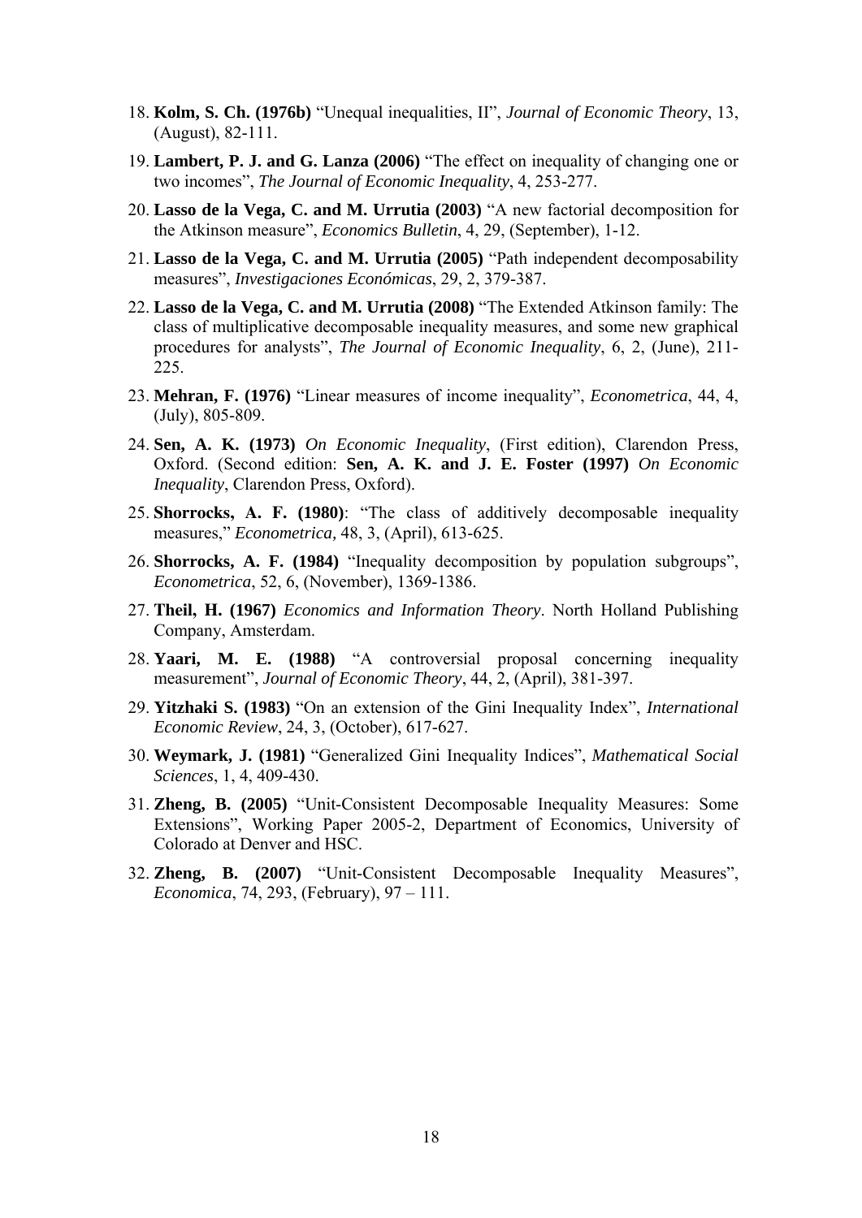18. **Kolm, S. Ch. (1976b)** "Unequal inequalities, II", *Journal of Economic Theory*, 13, (August), 82-111.

19. **Lambert, P. J. and G. Lanza (2006)** "The effect on inequality of changing one or two incomes", *The Journal of Economic Inequality*, 4, 253-277.

20. **Lasso de la Vega, C. and M. Urrutia (2003)** "A new factorial decomposition for the Atkinson measure", *Economics Bulletin*, 4, 29, (September), 1-12.

21. **Lasso de la Vega, C. and M. Urrutia (2005)** "Path independent decomposability measures", *Investigaciones Económicas*, 29, 2, 379-387.

22. **Lasso de la Vega, C. and M. Urrutia (2008)** "The Extended Atkinson family: The class of multiplicative decomposable inequality measures, and some new graphical procedures for analysts", *The Journal of Economic Inequality*, 6, 2, (June), 211-225.

23. **Mehran, F. (1976)** "Linear measures of income inequality", *Econometrica*, 44, 4, (July), 805-809.

24. **Sen, A. K. (1973)** *On Economic Inequality*, (First edition), Clarendon Press, Oxford. (Second edition: **Sen, A. K. and J. E. Foster (1997)** *On Economic Inequality*, Clarendon Press, Oxford).

25. **Shorrocks, A. F. (1980)**: "The class of additively decomposable inequality measures," *Econometrica,* 48, 3, (April), 613-625.

26. **Shorrocks, A. F. (1984)** "Inequality decomposition by population subgroups", *Econometrica*, 52, 6, (November), 1369-1386.

27. **Theil, H. (1967)** *Economics and Information Theory*. North Holland Publishing Company, Amsterdam.

28. **Yaari, M. E. (1988)** "A controversial proposal concerning inequality measurement", *Journal of Economic Theory*, 44, 2, (April), 381-397.

29. **Yitzhaki S. (1983)** "On an extension of the Gini Inequality Index", *International Economic Review*, 24, 3, (October), 617-627.

30. **Weymark, J. (1981)** "Generalized Gini Inequality Indices", *Mathematical Social Sciences*, 1, 4, 409-430.

31. **Zheng, B. (2005)** "Unit-Consistent Decomposable Inequality Measures: Some Extensions", Working Paper 2005-2, Department of Economics, University of Colorado at Denver and HSC.

32. **Zheng, B. (2007)** "Unit-Consistent Decomposable Inequality Measures", *Economica*, 74, 293, (February), 97 – 111.